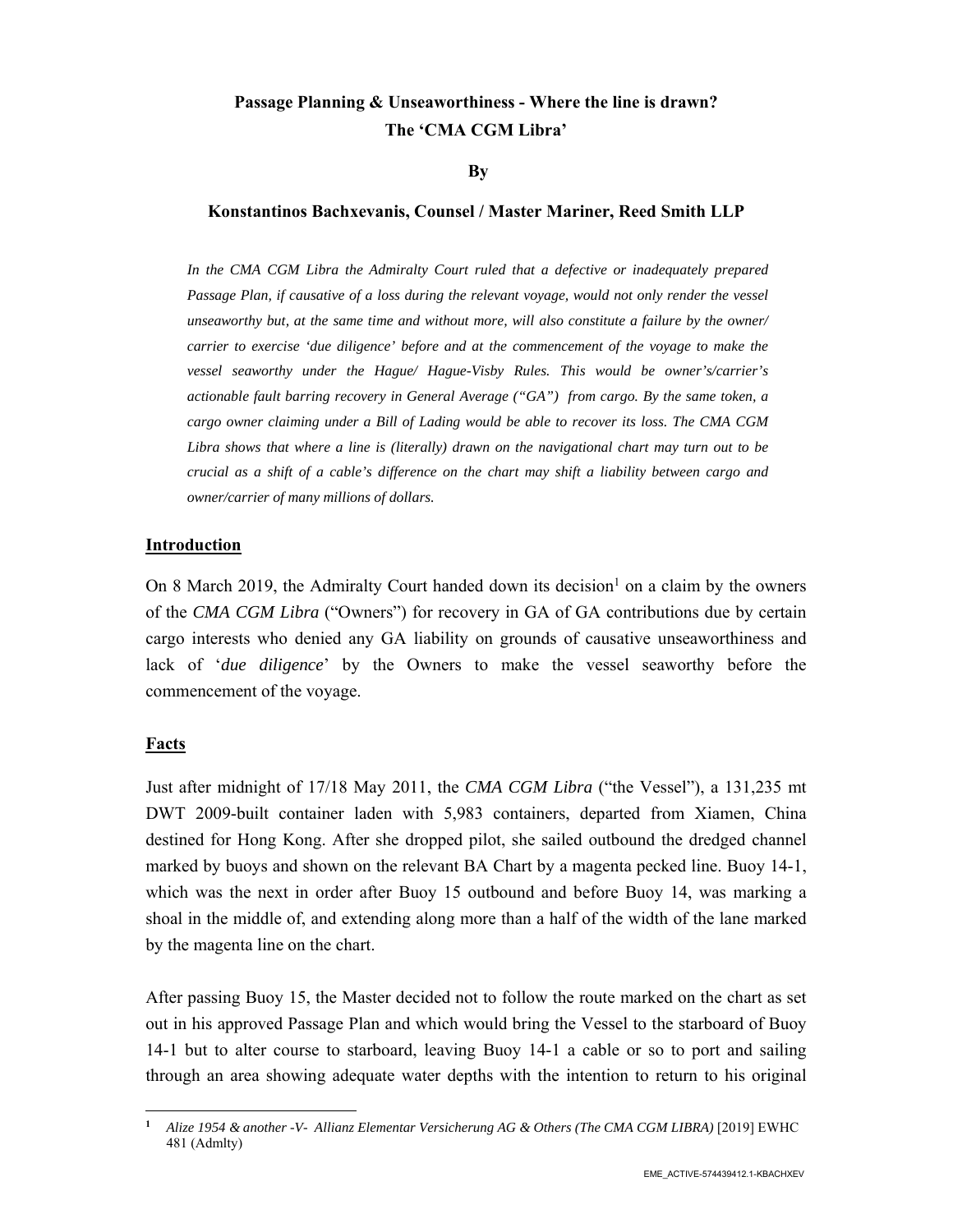# Passage Planning & Unseaworthiness - Where the line is drawn?
# The 'CMA CGM Libra'

**By**

**Konstantinos Bachxevanis, Counsel / Master Mariner, Reed Smith LLP**

*In the CMA CGM Libra the Admiralty Court ruled that a defective or inadequately prepared Passage Plan, if causative of a loss during the relevant voyage, would not only render the vessel unseaworthy but, at the same time and without more, will also constitute a failure by the owner/ carrier to exercise 'due diligence' before and at the commencement of the voyage to make the vessel seaworthy under the Hague/ Hague-Visby Rules. This would be owner's/carrier's actionable fault barring recovery in General Average ("GA") from cargo. By the same token, a cargo owner claiming under a Bill of Lading would be able to recover its loss. The CMA CGM Libra shows that where a line is (literally) drawn on the navigational chart may turn out to be crucial as a shift of a cable's difference on the chart may shift a liability between cargo and owner/carrier of many millions of dollars.*

## Introduction

On 8 March 2019, the Admiralty Court handed down its decision[1] on a claim by the owners of the *CMA CGM Libra* ("Owners") for recovery in GA of GA contributions due by certain cargo interests who denied any GA liability on grounds of causative unseaworthiness and lack of '*due diligence*' by the Owners to make the vessel seaworthy before the commencement of the voyage.

## Facts

Just after midnight of 17/18 May 2011, the *CMA CGM Libra* ("the Vessel"), a 131,235 mt DWT 2009-built container laden with 5,983 containers, departed from Xiamen, China destined for Hong Kong. After she dropped pilot, she sailed outbound the dredged channel marked by buoys and shown on the relevant BA Chart by a magenta pecked line. Buoy 14-1, which was the next in order after Buoy 15 outbound and before Buoy 14, was marking a shoal in the middle of, and extending along more than a half of the width of the lane marked by the magenta line on the chart.

After passing Buoy 15, the Master decided not to follow the route marked on the chart as set out in his approved Passage Plan and which would bring the Vessel to the starboard of Buoy 14-1 but to alter course to starboard, leaving Buoy 14-1 a cable or so to port and sailing through an area showing adequate water depths with the intention to return to his original

---

[1] *Alize 1954 & another -V- Allianz Elementar Versicherung AG & Others (The CMA CGM LIBRA)* [2019] EWHC 481 (Admlty)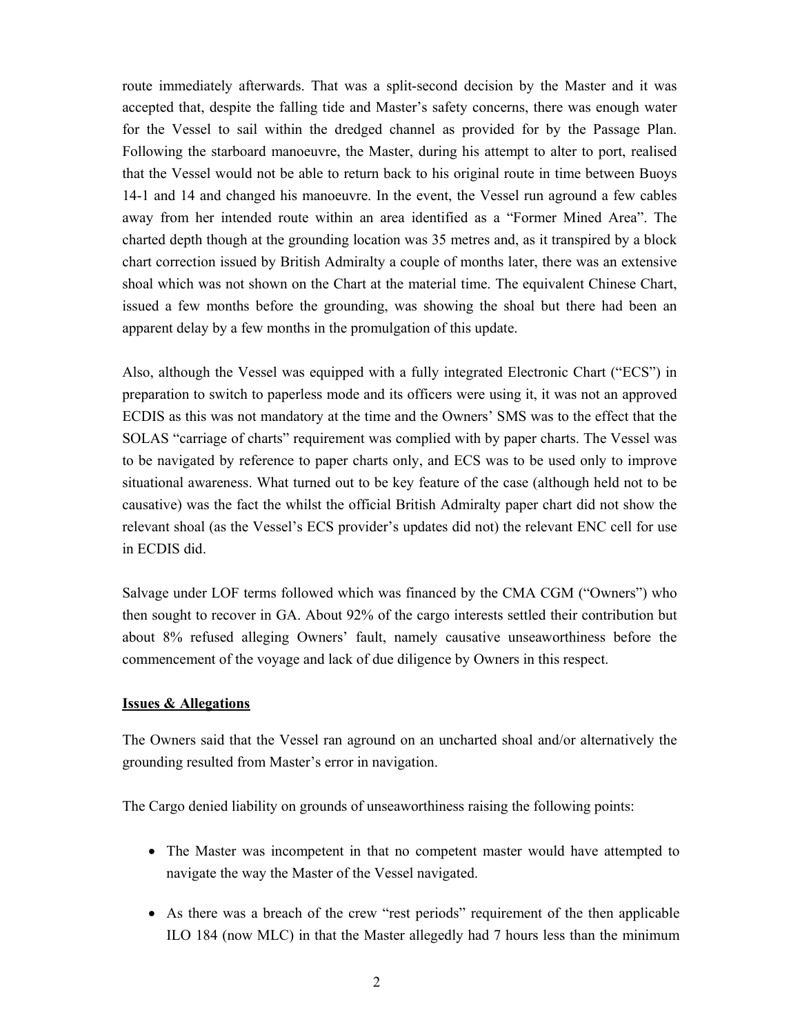route immediately afterwards. That was a split-second decision by the Master and it was accepted that, despite the falling tide and Master's safety concerns, there was enough water for the Vessel to sail within the dredged channel as provided for by the Passage Plan. Following the starboard manoeuvre, the Master, during his attempt to alter to port, realised that the Vessel would not be able to return back to his original route in time between Buoys 14-1 and 14 and changed his manoeuvre. In the event, the Vessel run aground a few cables away from her intended route within an area identified as a "Former Mined Area". The charted depth though at the grounding location was 35 metres and, as it transpired by a block chart correction issued by British Admiralty a couple of months later, there was an extensive shoal which was not shown on the Chart at the material time. The equivalent Chinese Chart, issued a few months before the grounding, was showing the shoal but there had been an apparent delay by a few months in the promulgation of this update.

Also, although the Vessel was equipped with a fully integrated Electronic Chart ("ECS") in preparation to switch to paperless mode and its officers were using it, it was not an approved ECDIS as this was not mandatory at the time and the Owners' SMS was to the effect that the SOLAS "carriage of charts" requirement was complied with by paper charts. The Vessel was to be navigated by reference to paper charts only, and ECS was to be used only to improve situational awareness. What turned out to be key feature of the case (although held not to be causative) was the fact the whilst the official British Admiralty paper chart did not show the relevant shoal (as the Vessel's ECS provider's updates did not) the relevant ENC cell for use in ECDIS did.

Salvage under LOF terms followed which was financed by the CMA CGM ("Owners") who then sought to recover in GA. About 92% of the cargo interests settled their contribution but about 8% refused alleging Owners' fault, namely causative unseaworthiness before the commencement of the voyage and lack of due diligence by Owners in this respect.

**Issues & Allegations**

The Owners said that the Vessel ran aground on an uncharted shoal and/or alternatively the grounding resulted from Master's error in navigation.

The Cargo denied liability on grounds of unseaworthiness raising the following points:

- The Master was incompetent in that no competent master would have attempted to navigate the way the Master of the Vessel navigated.
- As there was a breach of the crew "rest periods" requirement of the then applicable ILO 184 (now MLC) in that the Master allegedly had 7 hours less than the minimum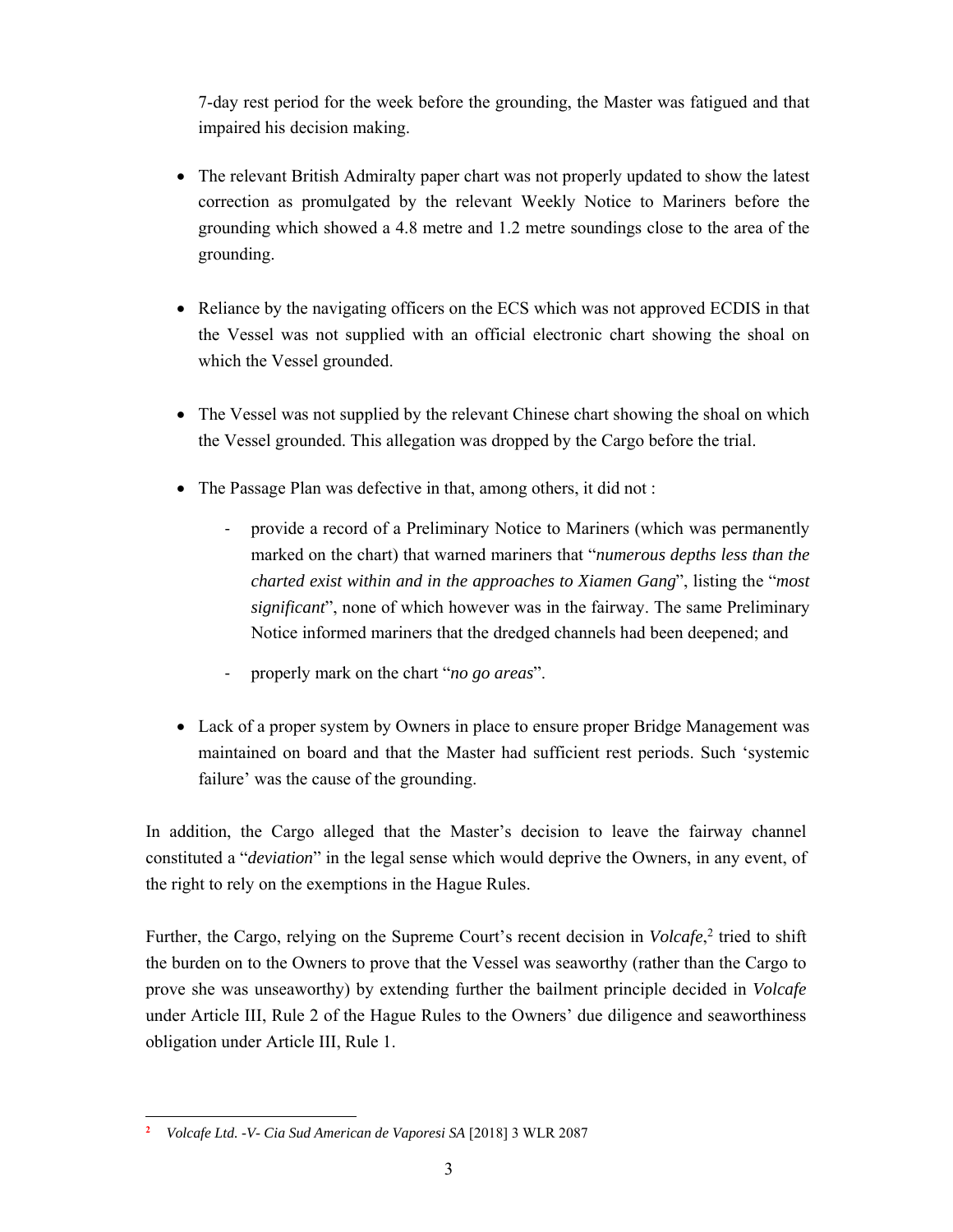7-day rest period for the week before the grounding, the Master was fatigued and that impaired his decision making.

- The relevant British Admiralty paper chart was not properly updated to show the latest correction as promulgated by the relevant Weekly Notice to Mariners before the grounding which showed a 4.8 metre and 1.2 metre soundings close to the area of the grounding.

- Reliance by the navigating officers on the ECS which was not approved ECDIS in that the Vessel was not supplied with an official electronic chart showing the shoal on which the Vessel grounded.

- The Vessel was not supplied by the relevant Chinese chart showing the shoal on which the Vessel grounded. This allegation was dropped by the Cargo before the trial.

- The Passage Plan was defective in that, among others, it did not :

    - provide a record of a Preliminary Notice to Mariners (which was permanently marked on the chart) that warned mariners that "*numerous depths less than the charted exist within and in the approaches to Xiamen Gang*", listing the "*most significant*", none of which however was in the fairway. The same Preliminary Notice informed mariners that the dredged channels had been deepened; and

    - properly mark on the chart "*no go areas*".

- Lack of a proper system by Owners in place to ensure proper Bridge Management was maintained on board and that the Master had sufficient rest periods. Such 'systemic failure' was the cause of the grounding.

In addition, the Cargo alleged that the Master's decision to leave the fairway channel constituted a "*deviation*" in the legal sense which would deprive the Owners, in any event, of the right to rely on the exemptions in the Hague Rules.

Further, the Cargo, relying on the Supreme Court's recent decision in *Volcafe*,[2] tried to shift the burden on to the Owners to prove that the Vessel was seaworthy (rather than the Cargo to prove she was unseaworthy) by extending further the bailment principle decided in *Volcafe* under Article III, Rule 2 of the Hague Rules to the Owners' due diligence and seaworthiness obligation under Article III, Rule 1.

---

[2] *Volcafe Ltd. -V- Cia Sud American de Vaporesi SA* [2018] 3 WLR 2087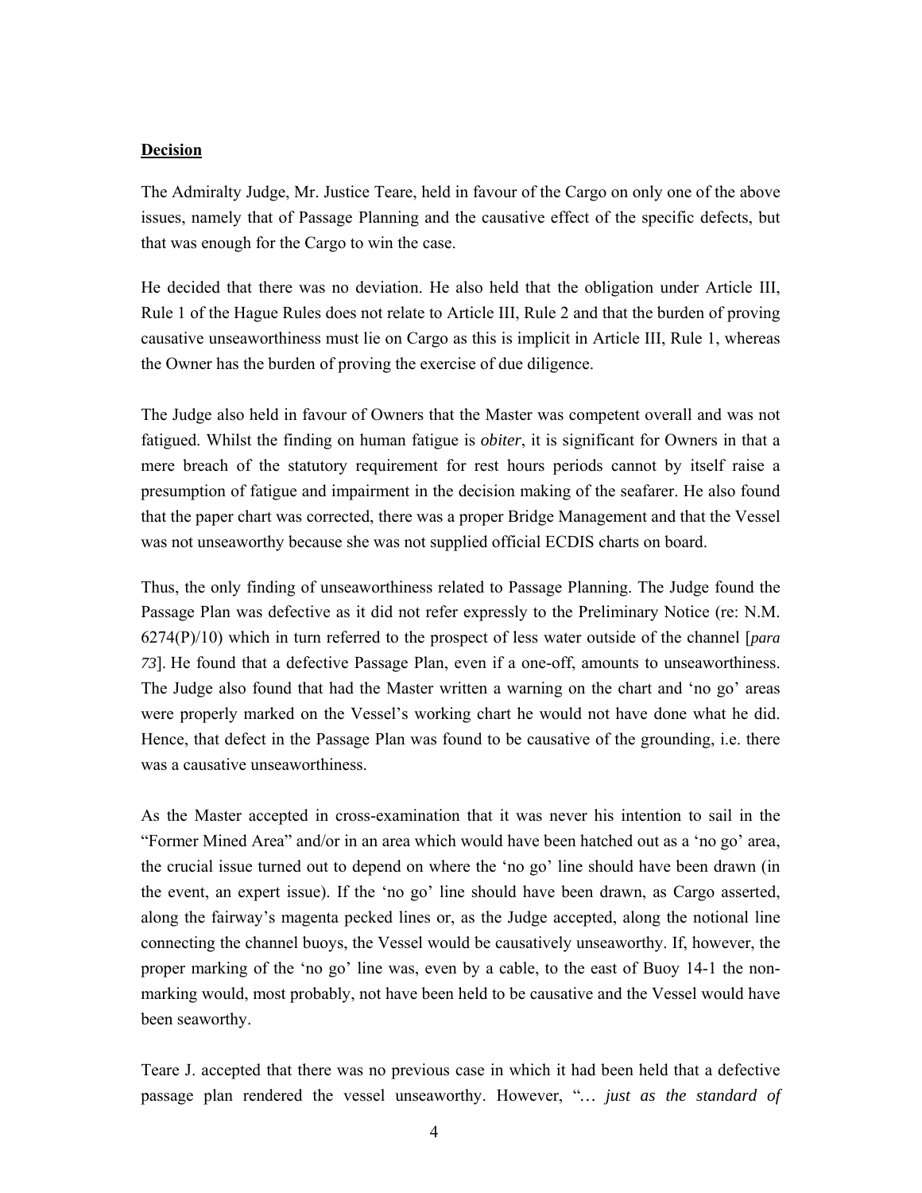**Decision**

The Admiralty Judge, Mr. Justice Teare, held in favour of the Cargo on only one of the above issues, namely that of Passage Planning and the causative effect of the specific defects, but that was enough for the Cargo to win the case.

He decided that there was no deviation. He also held that the obligation under Article III, Rule 1 of the Hague Rules does not relate to Article III, Rule 2 and that the burden of proving causative unseaworthiness must lie on Cargo as this is implicit in Article III, Rule 1, whereas the Owner has the burden of proving the exercise of due diligence.

The Judge also held in favour of Owners that the Master was competent overall and was not fatigued. Whilst the finding on human fatigue is *obiter*, it is significant for Owners in that a mere breach of the statutory requirement for rest hours periods cannot by itself raise a presumption of fatigue and impairment in the decision making of the seafarer. He also found that the paper chart was corrected, there was a proper Bridge Management and that the Vessel was not unseaworthy because she was not supplied official ECDIS charts on board.

Thus, the only finding of unseaworthiness related to Passage Planning. The Judge found the Passage Plan was defective as it did not refer expressly to the Preliminary Notice (re: N.M. 6274(P)/10) which in turn referred to the prospect of less water outside of the channel [*para 73*]. He found that a defective Passage Plan, even if a one-off, amounts to unseaworthiness. The Judge also found that had the Master written a warning on the chart and 'no go' areas were properly marked on the Vessel's working chart he would not have done what he did. Hence, that defect in the Passage Plan was found to be causative of the grounding, i.e. there was a causative unseaworthiness.

As the Master accepted in cross-examination that it was never his intention to sail in the "Former Mined Area" and/or in an area which would have been hatched out as a 'no go' area, the crucial issue turned out to depend on where the 'no go' line should have been drawn (in the event, an expert issue). If the 'no go' line should have been drawn, as Cargo asserted, along the fairway's magenta pecked lines or, as the Judge accepted, along the notional line connecting the channel buoys, the Vessel would be causatively unseaworthy. If, however, the proper marking of the 'no go' line was, even by a cable, to the east of Buoy 14-1 the non-marking would, most probably, not have been held to be causative and the Vessel would have been seaworthy.

Teare J. accepted that there was no previous case in which it had been held that a defective passage plan rendered the vessel unseaworthy. However, "*… just as the standard of*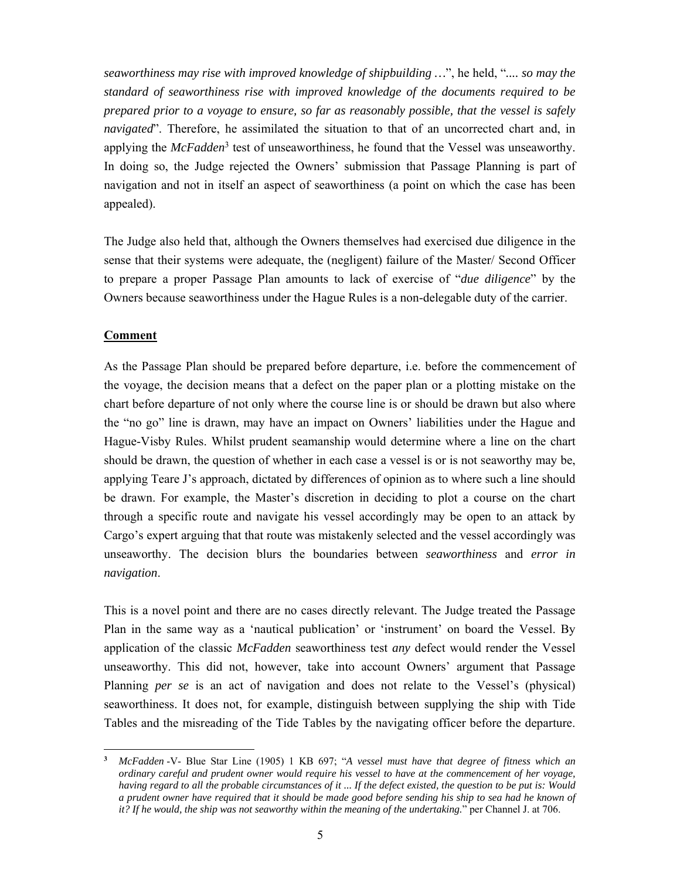*seaworthiness may rise with improved knowledge of shipbuilding* …", he held, "*.... so may the standard of seaworthiness rise with improved knowledge of the documents required to be prepared prior to a voyage to ensure, so far as reasonably possible, that the vessel is safely navigated*". Therefore, he assimilated the situation to that of an uncorrected chart and, in applying the *McFadden*[3] test of unseaworthiness, he found that the Vessel was unseaworthy. In doing so, the Judge rejected the Owners' submission that Passage Planning is part of navigation and not in itself an aspect of seaworthiness (a point on which the case has been appealed).

The Judge also held that, although the Owners themselves had exercised due diligence in the sense that their systems were adequate, the (negligent) failure of the Master/ Second Officer to prepare a proper Passage Plan amounts to lack of exercise of "*due diligence*" by the Owners because seaworthiness under the Hague Rules is a non-delegable duty of the carrier.

**Comment**

As the Passage Plan should be prepared before departure, i.e. before the commencement of the voyage, the decision means that a defect on the paper plan or a plotting mistake on the chart before departure of not only where the course line is or should be drawn but also where the "no go" line is drawn, may have an impact on Owners' liabilities under the Hague and Hague-Visby Rules. Whilst prudent seamanship would determine where a line on the chart should be drawn, the question of whether in each case a vessel is or is not seaworthy may be, applying Teare J's approach, dictated by differences of opinion as to where such a line should be drawn. For example, the Master's discretion in deciding to plot a course on the chart through a specific route and navigate his vessel accordingly may be open to an attack by Cargo's expert arguing that that route was mistakenly selected and the vessel accordingly was unseaworthy. The decision blurs the boundaries between *seaworthiness* and *error in navigation*.

This is a novel point and there are no cases directly relevant. The Judge treated the Passage Plan in the same way as a 'nautical publication' or 'instrument' on board the Vessel. By application of the classic *McFadden* seaworthiness test *any* defect would render the Vessel unseaworthy. This did not, however, take into account Owners' argument that Passage Planning *per se* is an act of navigation and does not relate to the Vessel's (physical) seaworthiness. It does not, for example, distinguish between supplying the ship with Tide Tables and the misreading of the Tide Tables by the navigating officer before the departure.

---

[3] *McFadden* -V- Blue Star Line (1905) 1 KB 697; "*A vessel must have that degree of fitness which an ordinary careful and prudent owner would require his vessel to have at the commencement of her voyage, having regard to all the probable circumstances of it ... If the defect existed, the question to be put is: Would a prudent owner have required that it should be made good before sending his ship to sea had he known of it? If he would, the ship was not seaworthy within the meaning of the undertaking.*" per Channel J. at 706.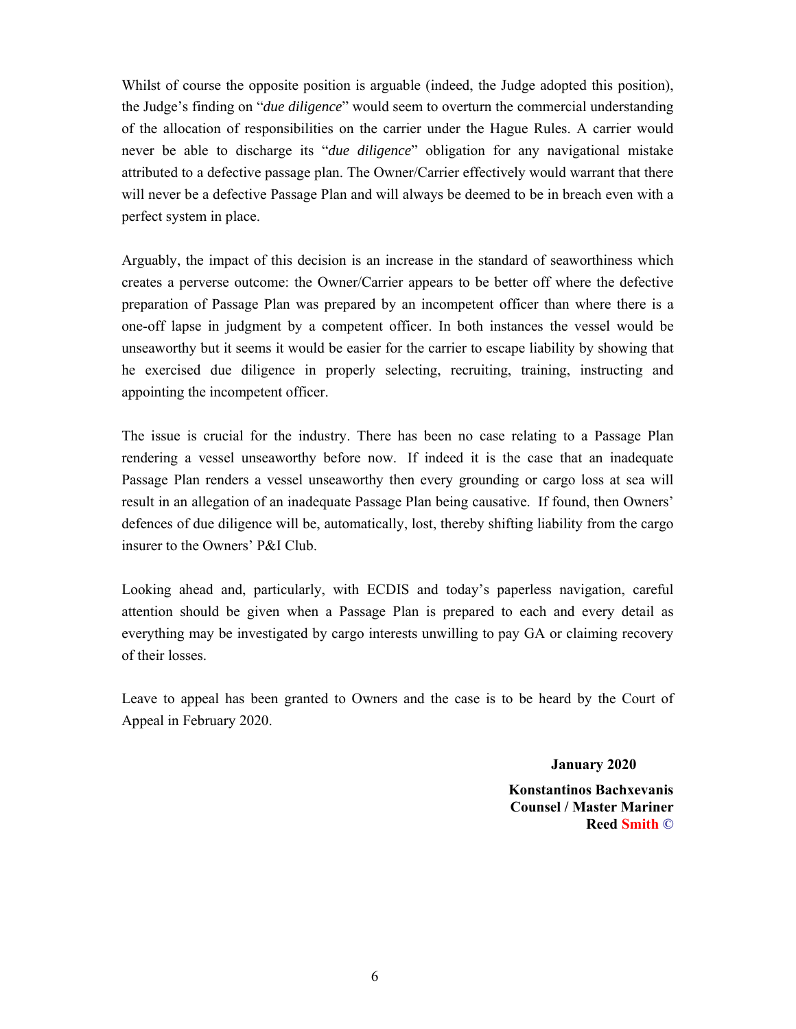Whilst of course the opposite position is arguable (indeed, the Judge adopted this position), the Judge's finding on "*due diligence*" would seem to overturn the commercial understanding of the allocation of responsibilities on the carrier under the Hague Rules. A carrier would never be able to discharge its "*due diligence*" obligation for any navigational mistake attributed to a defective passage plan. The Owner/Carrier effectively would warrant that there will never be a defective Passage Plan and will always be deemed to be in breach even with a perfect system in place.

Arguably, the impact of this decision is an increase in the standard of seaworthiness which creates a perverse outcome: the Owner/Carrier appears to be better off where the defective preparation of Passage Plan was prepared by an incompetent officer than where there is a one-off lapse in judgment by a competent officer. In both instances the vessel would be unseaworthy but it seems it would be easier for the carrier to escape liability by showing that he exercised due diligence in properly selecting, recruiting, training, instructing and appointing the incompetent officer.

The issue is crucial for the industry. There has been no case relating to a Passage Plan rendering a vessel unseaworthy before now. If indeed it is the case that an inadequate Passage Plan renders a vessel unseaworthy then every grounding or cargo loss at sea will result in an allegation of an inadequate Passage Plan being causative. If found, then Owners' defences of due diligence will be, automatically, lost, thereby shifting liability from the cargo insurer to the Owners' P&I Club.

Looking ahead and, particularly, with ECDIS and today's paperless navigation, careful attention should be given when a Passage Plan is prepared to each and every detail as everything may be investigated by cargo interests unwilling to pay GA or claiming recovery of their losses.

Leave to appeal has been granted to Owners and the case is to be heard by the Court of Appeal in February 2020.

**January 2020**

**Konstantinos Bachxevanis**
**Counsel / Master Mariner**
**Reed Smith ©**